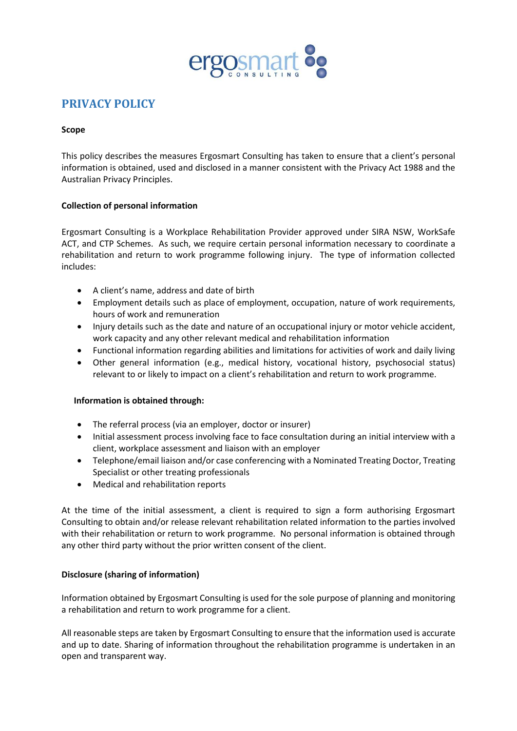# PRIVACY POLICY

**Scope**

This policy describes the measures Ergosmart Consulting has taken to ensure that a client's personal information is obtained, used and disclosed in a manner consistent with the Privacy Act 1988 and the Australian Privacy Principles.

**Collection of personal information**

Ergosmart Consulting is a Workplace Rehabilitation Provider approved under SIRA NSW, WorkSafe ACT, and CTP Schemes. As such, we require certain personal information necessary to coordinate a rehabilitation and return to work programme following injury. The type of information collected includes:

- A client's name, address and date of birth
- Employment details such as place of employment, occupation, nature of work requirements, hours of work and remuneration
- Injury details such as the date and nature of an occupational injury or motor vehicle accident, work capacity and any other relevant medical and rehabilitation information
- Functional information regarding abilities and limitations for activities of work and daily living
- Other general information (e.g., medical history, vocational history, psychosocial status) relevant to or likely to impact on a client's rehabilitation and return to work programme.

**Information is obtained through:**

- The referral process (via an employer, doctor or insurer)
- Initial assessment process involving face to face consultation during an initial interview with a client, workplace assessment and liaison with an employer
- Telephone/email liaison and/or case conferencing with a Nominated Treating Doctor, Treating Specialist or other treating professionals
- Medical and rehabilitation reports

At the time of the initial assessment, a client is required to sign a form authorising Ergosmart Consulting to obtain and/or release relevant rehabilitation related information to the parties involved with their rehabilitation or return to work programme. No personal information is obtained through any other third party without the prior written consent of the client.

**Disclosure (sharing of information)**

Information obtained by Ergosmart Consulting is used for the sole purpose of planning and monitoring a rehabilitation and return to work programme for a client.

All reasonable steps are taken by Ergosmart Consulting to ensure that the information used is accurate and up to date. Sharing of information throughout the rehabilitation programme is undertaken in an open and transparent way.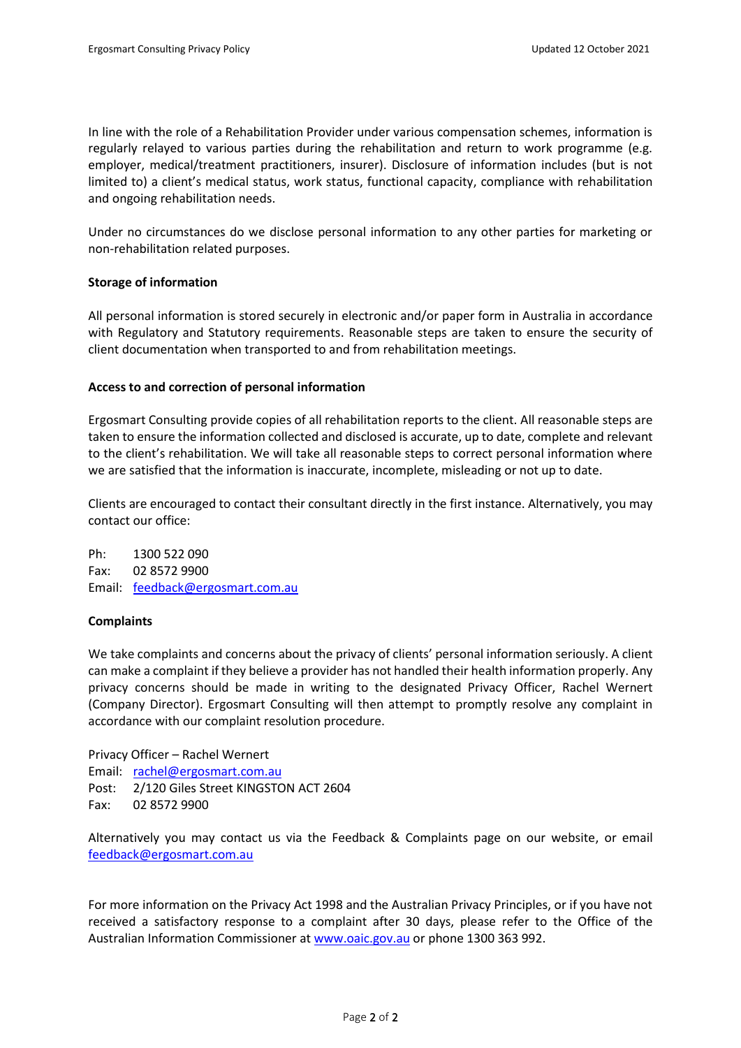In line with the role of a Rehabilitation Provider under various compensation schemes, information is regularly relayed to various parties during the rehabilitation and return to work programme (e.g. employer, medical/treatment practitioners, insurer). Disclosure of information includes (but is not limited to) a client's medical status, work status, functional capacity, compliance with rehabilitation and ongoing rehabilitation needs.

Under no circumstances do we disclose personal information to any other parties for marketing or non-rehabilitation related purposes.

**Storage of information**

All personal information is stored securely in electronic and/or paper form in Australia in accordance with Regulatory and Statutory requirements. Reasonable steps are taken to ensure the security of client documentation when transported to and from rehabilitation meetings.

**Access to and correction of personal information**

Ergosmart Consulting provide copies of all rehabilitation reports to the client. All reasonable steps are taken to ensure the information collected and disclosed is accurate, up to date, complete and relevant to the client's rehabilitation. We will take all reasonable steps to correct personal information where we are satisfied that the information is inaccurate, incomplete, misleading or not up to date.

Clients are encouraged to contact their consultant directly in the first instance. Alternatively, you may contact our office:

Ph: 1300 522 090
Fax: 02 8572 9900
Email: feedback@ergosmart.com.au

**Complaints**

We take complaints and concerns about the privacy of clients' personal information seriously. A client can make a complaint if they believe a provider has not handled their health information properly. Any privacy concerns should be made in writing to the designated Privacy Officer, Rachel Wernert (Company Director). Ergosmart Consulting will then attempt to promptly resolve any complaint in accordance with our complaint resolution procedure.

Privacy Officer – Rachel Wernert
Email: rachel@ergosmart.com.au
Post: 2/120 Giles Street KINGSTON ACT 2604
Fax: 02 8572 9900

Alternatively you may contact us via the Feedback & Complaints page on our website, or email feedback@ergosmart.com.au

For more information on the Privacy Act 1998 and the Australian Privacy Principles, or if you have not received a satisfactory response to a complaint after 30 days, please refer to the Office of the Australian Information Commissioner at www.oaic.gov.au or phone 1300 363 992.